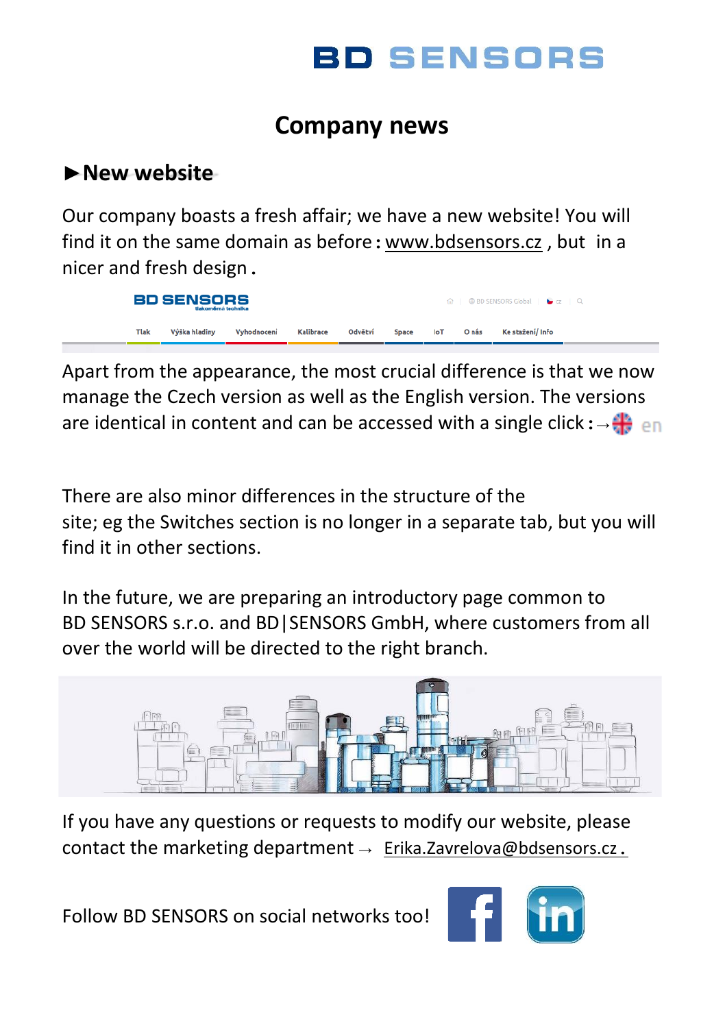# Company news

## ►New website

Our company boasts a fresh affair; we have a new website! You will find it on the same domain as before : www.bdsensors.cz , but in a nicer and fresh design .

Apart from the appearance, the most crucial difference is that we now manage the Czech version as well as the English version. The versions are identical in content and can be accessed with a single click : → en

There are also minor differences in the structure of the site; eg the Switches section is no longer in a separate tab, but you will find it in other sections.

In the future, we are preparing an introductory page common to BD SENSORS s.r.o. and BD|SENSORS GmbH, where customers from all over the world will be directed to the right branch.

If you have any questions or requests to modify our website, please contact the marketing department → Erika.Zavrelova@bdsensors.cz .

Follow BD SENSORS on social networks too!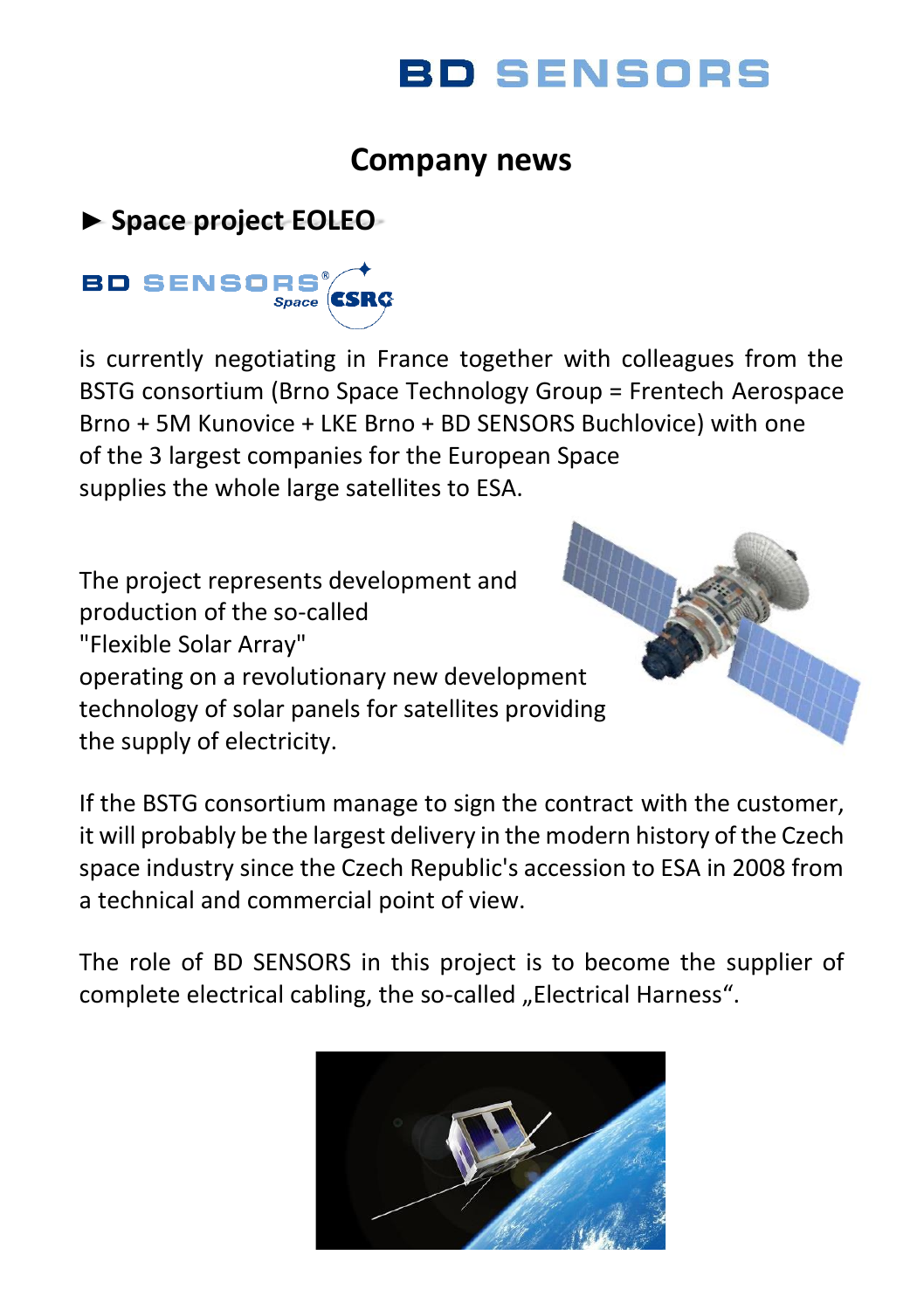# BD SENSORS

## Company news

### ► Space project EOLEO

BD SENSORS Space CSRC

is currently negotiating in France together with colleagues from the BSTG consortium (Brno Space Technology Group = Frentech Aerospace Brno + 5M Kunovice + LKE Brno + BD SENSORS Buchlovice) with one of the 3 largest companies for the European Space supplies the whole large satellites to ESA.

The project represents development and production of the so-called "Flexible Solar Array" operating on a revolutionary new development technology of solar panels for satellites providing the supply of electricity.

If the BSTG consortium manage to sign the contract with the customer, it will probably be the largest delivery in the modern history of the Czech space industry since the Czech Republic's accession to ESA in 2008 from a technical and commercial point of view.

The role of BD SENSORS in this project is to become the supplier of complete electrical cabling, the so-called „Electrical Harness".